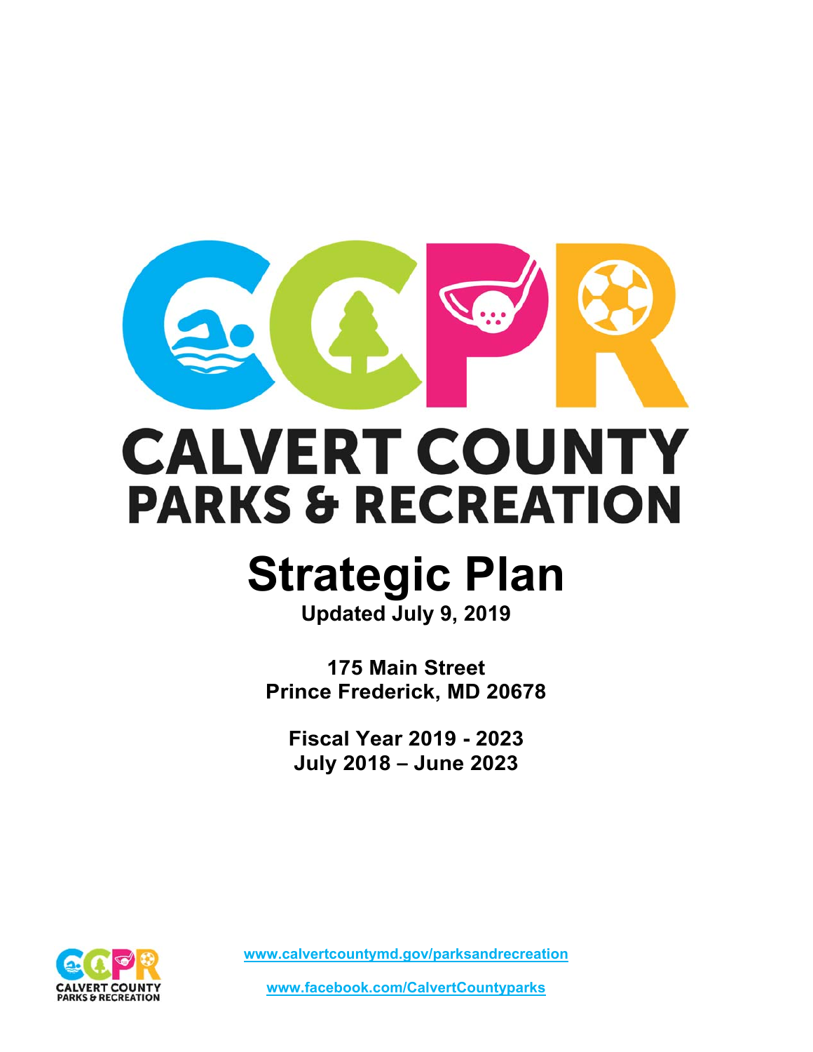# CALVERT COUNTY PARKS & RECREATION

# Strategic Plan

**Updated July 9, 2019**

**175 Main Street**
**Prince Frederick, MD 20678**

**Fiscal Year 2019 - 2023**
**July 2018 – June 2023**

www.calvertcountymd.gov/parksandrecreation

www.facebook.com/CalvertCountyparks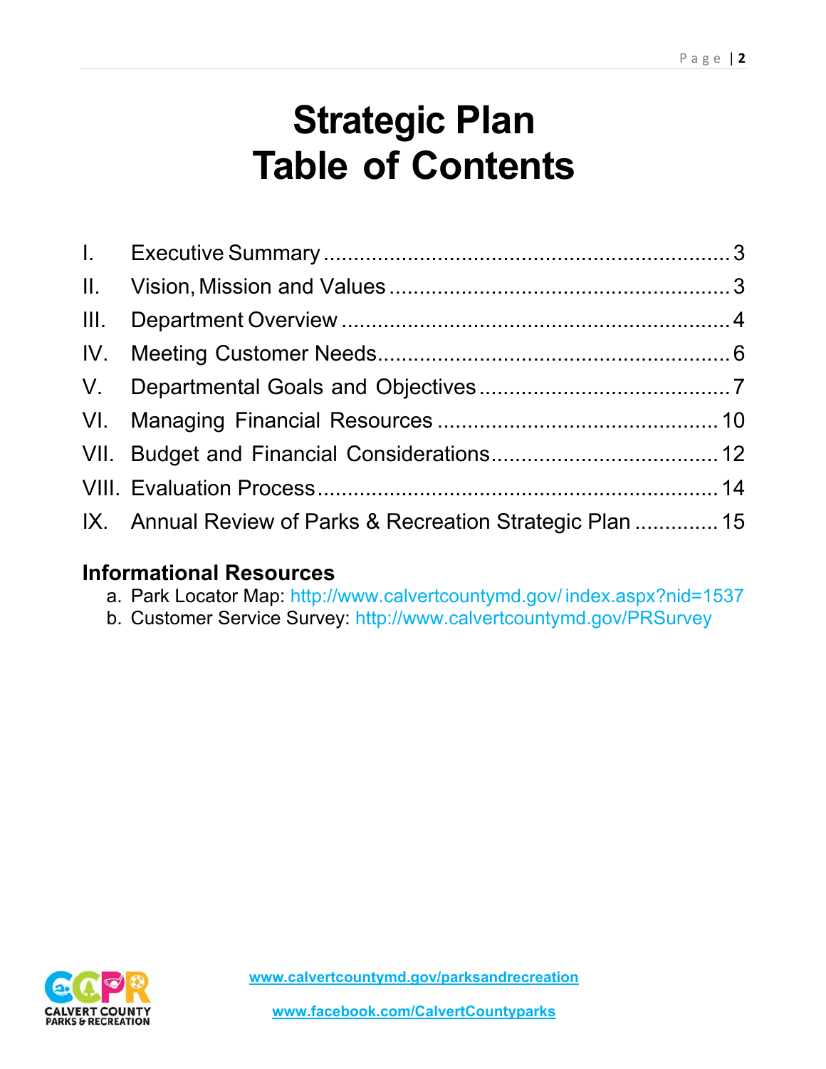# Strategic Plan
# Table of Contents

| | | |
|---|---|---|
| I. | Executive Summary | 3 |
| II. | Vision, Mission and Values | 3 |
| III. | Department Overview | 4 |
| IV. | Meeting Customer Needs | 6 |
| V. | Departmental Goals and Objectives | 7 |
| VI. | Managing Financial Resources | 10 |
| VII. | Budget and Financial Considerations | 12 |
| VIII. | Evaluation Process | 14 |
| IX. | Annual Review of Parks & Recreation Strategic Plan | 15 |

## Informational Resources

a. Park Locator Map: http://www.calvertcountymd.gov/index.aspx?nid=1537
b. Customer Service Survey: http://www.calvertcountymd.gov/PRSurvey

CALVERT COUNTY PARKS & RECREATION

www.calvertcountymd.gov/parksandrecreation

www.facebook.com/CalvertCountyparks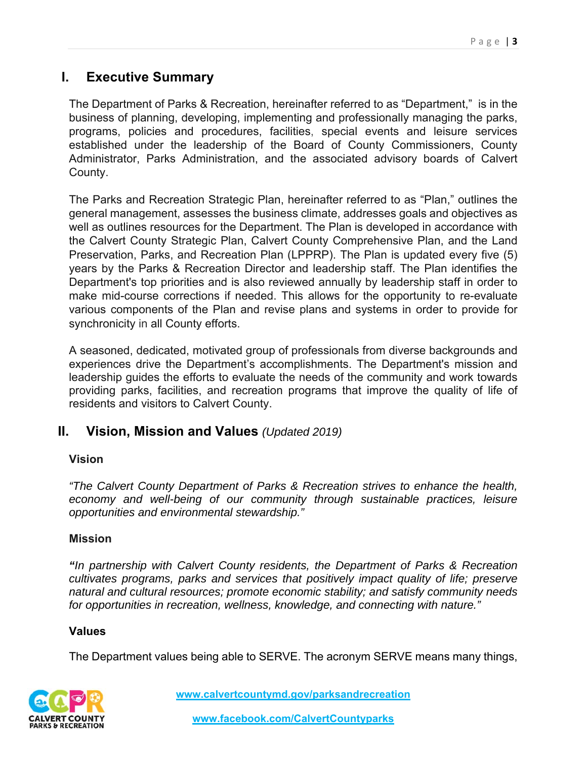## I. Executive Summary

The Department of Parks & Recreation, hereinafter referred to as "Department," is in the business of planning, developing, implementing and professionally managing the parks, programs, policies and procedures, facilities, special events and leisure services established under the leadership of the Board of County Commissioners, County Administrator, Parks Administration, and the associated advisory boards of Calvert County.

The Parks and Recreation Strategic Plan, hereinafter referred to as "Plan," outlines the general management, assesses the business climate, addresses goals and objectives as well as outlines resources for the Department. The Plan is developed in accordance with the Calvert County Strategic Plan, Calvert County Comprehensive Plan, and the Land Preservation, Parks, and Recreation Plan (LPPRP). The Plan is updated every five (5) years by the Parks & Recreation Director and leadership staff. The Plan identifies the Department's top priorities and is also reviewed annually by leadership staff in order to make mid-course corrections if needed. This allows for the opportunity to re-evaluate various components of the Plan and revise plans and systems in order to provide for synchronicity in all County efforts.

A seasoned, dedicated, motivated group of professionals from diverse backgrounds and experiences drive the Department's accomplishments. The Department's mission and leadership guides the efforts to evaluate the needs of the community and work towards providing parks, facilities, and recreation programs that improve the quality of life of residents and visitors to Calvert County.

## II. Vision, Mission and Values *(Updated 2019)*

### Vision

*"The Calvert County Department of Parks & Recreation strives to enhance the health, economy and well-being of our community through sustainable practices, leisure opportunities and environmental stewardship."*

### Mission

***"****In partnership with Calvert County residents, the Department of Parks & Recreation cultivates programs, parks and services that positively impact quality of life; preserve natural and cultural resources; promote economic stability; and satisfy community needs for opportunities in recreation, wellness, knowledge, and connecting with nature."*

### Values

The Department values being able to SERVE. The acronym SERVE means many things,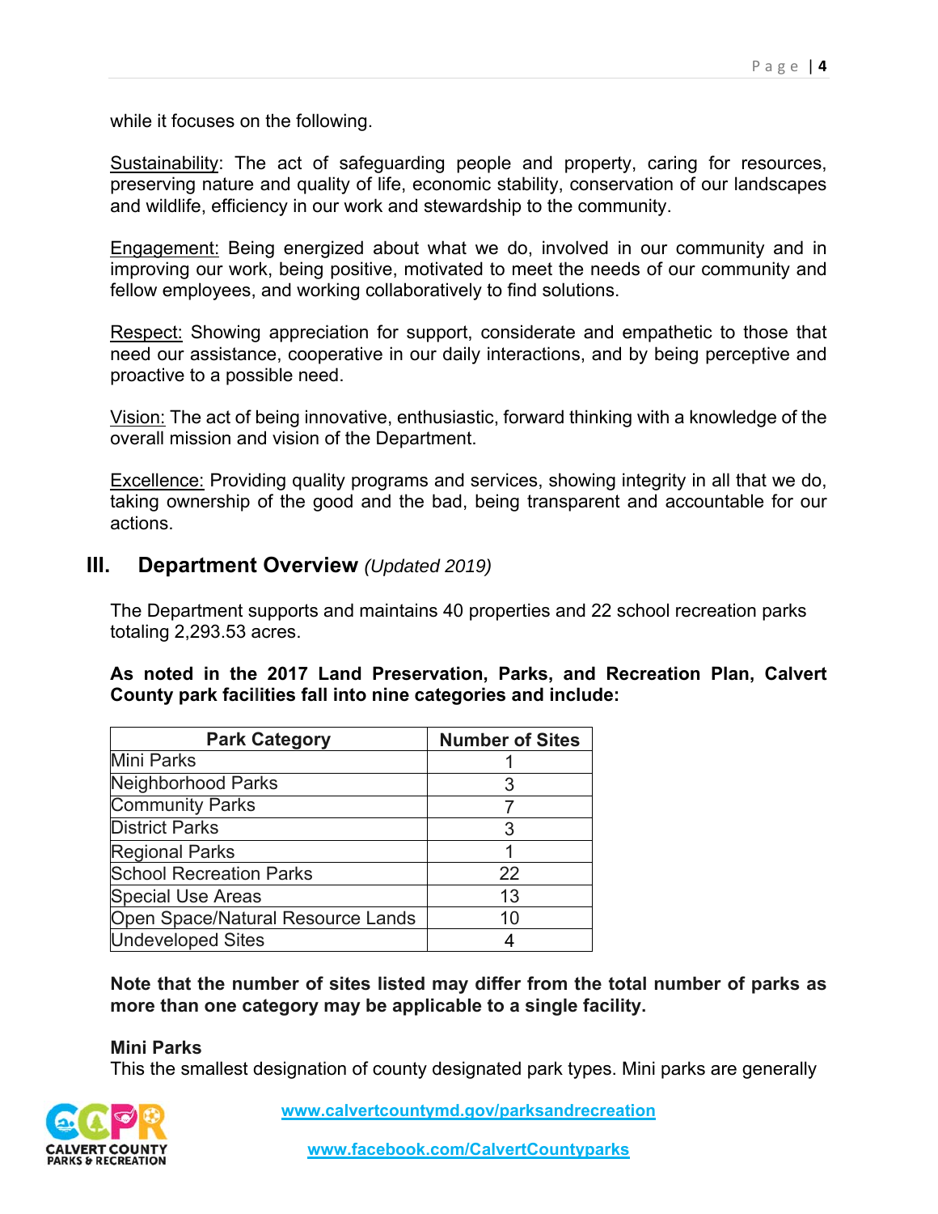while it focuses on the following.

Sustainability: The act of safeguarding people and property, caring for resources, preserving nature and quality of life, economic stability, conservation of our landscapes and wildlife, efficiency in our work and stewardship to the community.

Engagement: Being energized about what we do, involved in our community and in improving our work, being positive, motivated to meet the needs of our community and fellow employees, and working collaboratively to find solutions.

Respect: Showing appreciation for support, considerate and empathetic to those that need our assistance, cooperative in our daily interactions, and by being perceptive and proactive to a possible need.

Vision: The act of being innovative, enthusiastic, forward thinking with a knowledge of the overall mission and vision of the Department.

Excellence: Providing quality programs and services, showing integrity in all that we do, taking ownership of the good and the bad, being transparent and accountable for our actions.

## III. Department Overview *(Updated 2019)*

The Department supports and maintains 40 properties and 22 school recreation parks totaling 2,293.53 acres.

**As noted in the 2017 Land Preservation, Parks, and Recreation Plan, Calvert County park facilities fall into nine categories and include:**

| Park Category | Number of Sites |
|---|---|
| Mini Parks | 1 |
| Neighborhood Parks | 3 |
| Community Parks | 7 |
| District Parks | 3 |
| Regional Parks | 1 |
| School Recreation Parks | 22 |
| Special Use Areas | 13 |
| Open Space/Natural Resource Lands | 10 |
| Undeveloped Sites | 4 |

**Note that the number of sites listed may differ from the total number of parks as more than one category may be applicable to a single facility.**

**Mini Parks**

This the smallest designation of county designated park types. Mini parks are generally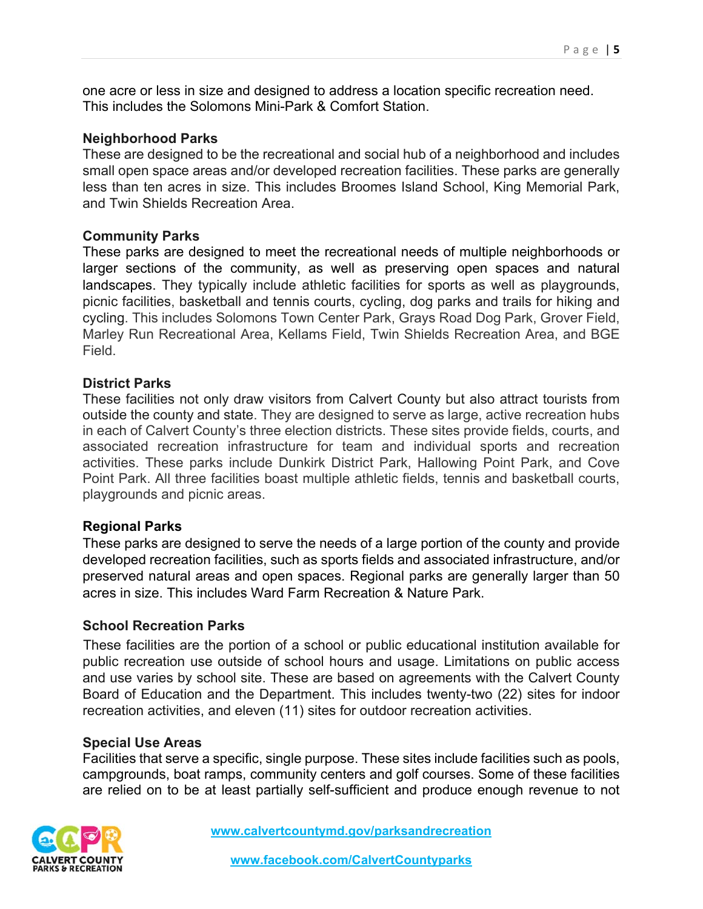one acre or less in size and designed to address a location specific recreation need. This includes the Solomons Mini-Park & Comfort Station.

**Neighborhood Parks**
These are designed to be the recreational and social hub of a neighborhood and includes small open space areas and/or developed recreation facilities. These parks are generally less than ten acres in size. This includes Broomes Island School, King Memorial Park, and Twin Shields Recreation Area.

**Community Parks**
These parks are designed to meet the recreational needs of multiple neighborhoods or larger sections of the community, as well as preserving open spaces and natural landscapes. They typically include athletic facilities for sports as well as playgrounds, picnic facilities, basketball and tennis courts, cycling, dog parks and trails for hiking and cycling. This includes Solomons Town Center Park, Grays Road Dog Park, Grover Field, Marley Run Recreational Area, Kellams Field, Twin Shields Recreation Area, and BGE Field.

**District Parks**
These facilities not only draw visitors from Calvert County but also attract tourists from outside the county and state. They are designed to serve as large, active recreation hubs in each of Calvert County's three election districts. These sites provide fields, courts, and associated recreation infrastructure for team and individual sports and recreation activities. These parks include Dunkirk District Park, Hallowing Point Park, and Cove Point Park. All three facilities boast multiple athletic fields, tennis and basketball courts, playgrounds and picnic areas.

**Regional Parks**
These parks are designed to serve the needs of a large portion of the county and provide developed recreation facilities, such as sports fields and associated infrastructure, and/or preserved natural areas and open spaces. Regional parks are generally larger than 50 acres in size. This includes Ward Farm Recreation & Nature Park.

**School Recreation Parks**
These facilities are the portion of a school or public educational institution available for public recreation use outside of school hours and usage. Limitations on public access and use varies by school site. These are based on agreements with the Calvert County Board of Education and the Department. This includes twenty-two (22) sites for indoor recreation activities, and eleven (11) sites for outdoor recreation activities.

**Special Use Areas**
Facilities that serve a specific, single purpose. These sites include facilities such as pools, campgrounds, boat ramps, community centers and golf courses. Some of these facilities are relied on to be at least partially self-sufficient and produce enough revenue to not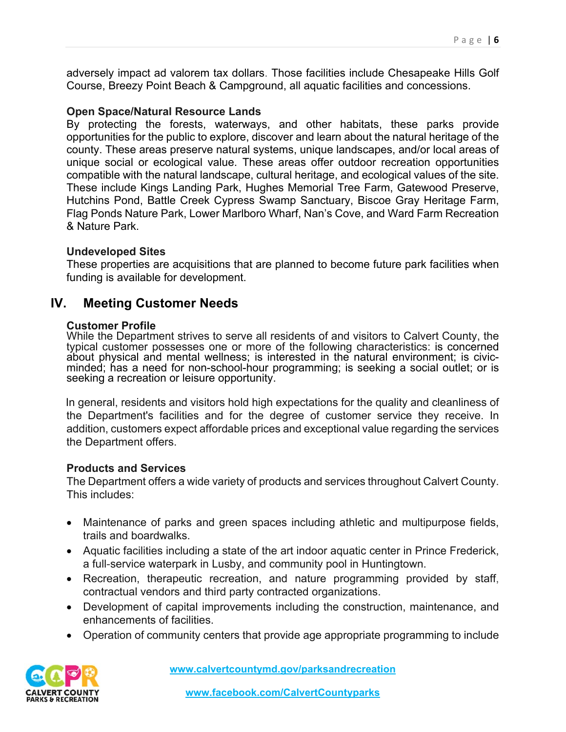adversely impact ad valorem tax dollars. Those facilities include Chesapeake Hills Golf Course, Breezy Point Beach & Campground, all aquatic facilities and concessions.

**Open Space/Natural Resource Lands**
By protecting the forests, waterways, and other habitats, these parks provide opportunities for the public to explore, discover and learn about the natural heritage of the county. These areas preserve natural systems, unique landscapes, and/or local areas of unique social or ecological value. These areas offer outdoor recreation opportunities compatible with the natural landscape, cultural heritage, and ecological values of the site. These include Kings Landing Park, Hughes Memorial Tree Farm, Gatewood Preserve, Hutchins Pond, Battle Creek Cypress Swamp Sanctuary, Biscoe Gray Heritage Farm, Flag Ponds Nature Park, Lower Marlboro Wharf, Nan's Cove, and Ward Farm Recreation & Nature Park.

**Undeveloped Sites**
These properties are acquisitions that are planned to become future park facilities when funding is available for development.

## IV. Meeting Customer Needs

**Customer Profile**
While the Department strives to serve all residents of and visitors to Calvert County, the typical customer possesses one or more of the following characteristics: is concerned about physical and mental wellness; is interested in the natural environment; is civic-minded; has a need for non-school-hour programming; is seeking a social outlet; or is seeking a recreation or leisure opportunity.

In general, residents and visitors hold high expectations for the quality and cleanliness of the Department's facilities and for the degree of customer service they receive. In addition, customers expect affordable prices and exceptional value regarding the services the Department offers.

**Products and Services**
The Department offers a wide variety of products and services throughout Calvert County. This includes:

- Maintenance of parks and green spaces including athletic and multipurpose fields, trails and boardwalks.
- Aquatic facilities including a state of the art indoor aquatic center in Prince Frederick, a full-service waterpark in Lusby, and community pool in Huntingtown.
- Recreation, therapeutic recreation, and nature programming provided by staff, contractual vendors and third party contracted organizations.
- Development of capital improvements including the construction, maintenance, and enhancements of facilities.
- Operation of community centers that provide age appropriate programming to include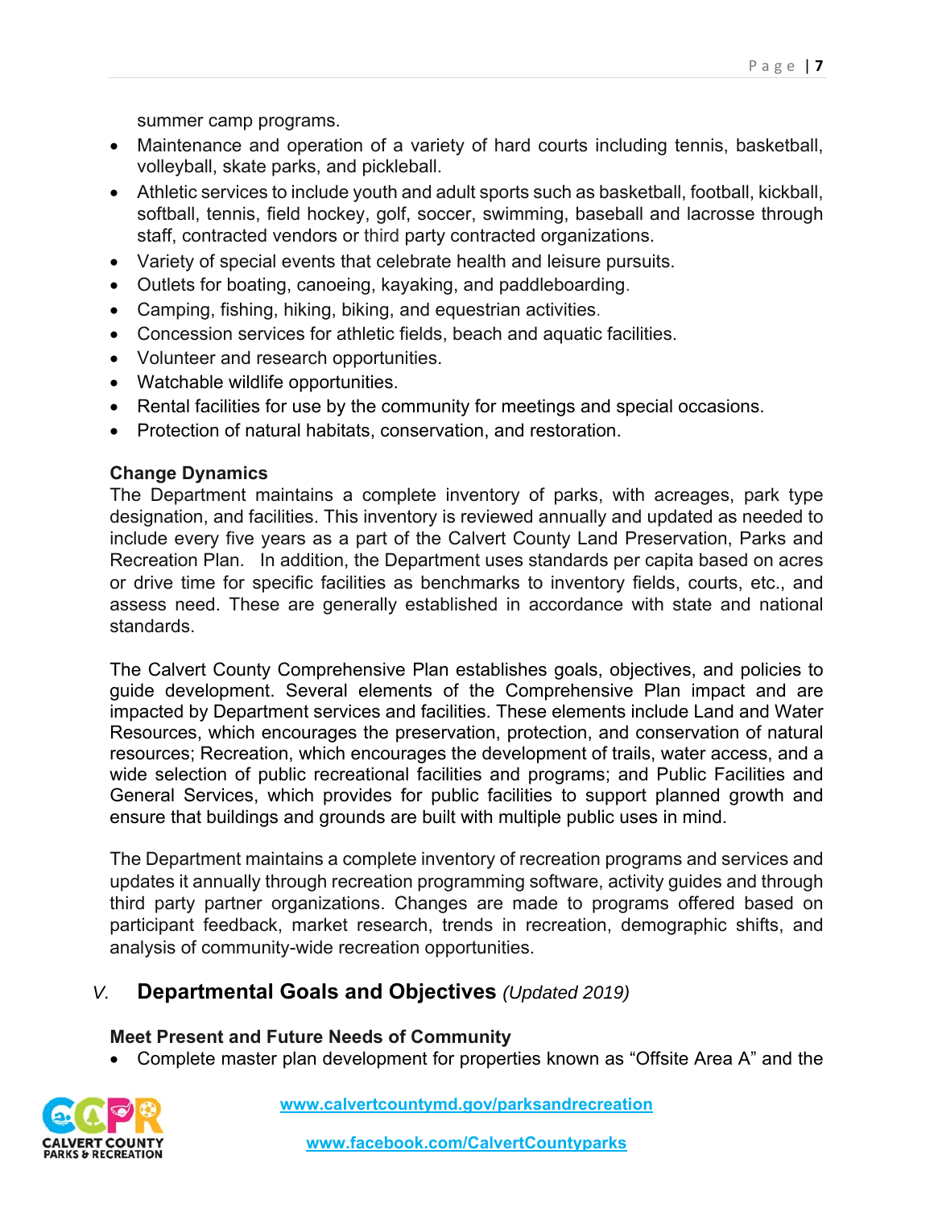summer camp programs.

- Maintenance and operation of a variety of hard courts including tennis, basketball, volleyball, skate parks, and pickleball.
- Athletic services to include youth and adult sports such as basketball, football, kickball, softball, tennis, field hockey, golf, soccer, swimming, baseball and lacrosse through staff, contracted vendors or third party contracted organizations.
- Variety of special events that celebrate health and leisure pursuits.
- Outlets for boating, canoeing, kayaking, and paddleboarding.
- Camping, fishing, hiking, biking, and equestrian activities.
- Concession services for athletic fields, beach and aquatic facilities.
- Volunteer and research opportunities.
- Watchable wildlife opportunities.
- Rental facilities for use by the community for meetings and special occasions.
- Protection of natural habitats, conservation, and restoration.

**Change Dynamics**

The Department maintains a complete inventory of parks, with acreages, park type designation, and facilities. This inventory is reviewed annually and updated as needed to include every five years as a part of the Calvert County Land Preservation, Parks and Recreation Plan. In addition, the Department uses standards per capita based on acres or drive time for specific facilities as benchmarks to inventory fields, courts, etc., and assess need. These are generally established in accordance with state and national standards.

The Calvert County Comprehensive Plan establishes goals, objectives, and policies to guide development. Several elements of the Comprehensive Plan impact and are impacted by Department services and facilities. These elements include Land and Water Resources, which encourages the preservation, protection, and conservation of natural resources; Recreation, which encourages the development of trails, water access, and a wide selection of public recreational facilities and programs; and Public Facilities and General Services, which provides for public facilities to support planned growth and ensure that buildings and grounds are built with multiple public uses in mind.

The Department maintains a complete inventory of recreation programs and services and updates it annually through recreation programming software, activity guides and through third party partner organizations. Changes are made to programs offered based on participant feedback, market research, trends in recreation, demographic shifts, and analysis of community-wide recreation opportunities.

## V. Departmental Goals and Objectives *(Updated 2019)*

**Meet Present and Future Needs of Community**

- Complete master plan development for properties known as "Offsite Area A" and the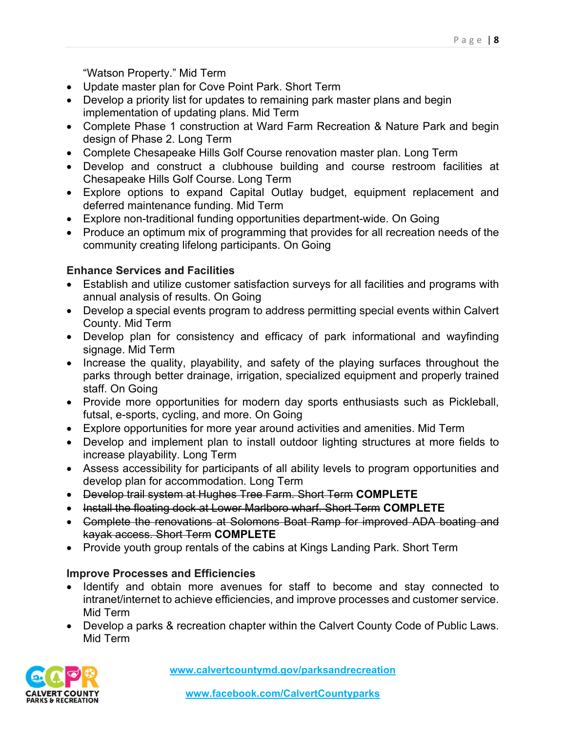"Watson Property." Mid Term

- Update master plan for Cove Point Park. Short Term
- Develop a priority list for updates to remaining park master plans and begin implementation of updating plans. Mid Term
- Complete Phase 1 construction at Ward Farm Recreation & Nature Park and begin design of Phase 2. Long Term
- Complete Chesapeake Hills Golf Course renovation master plan. Long Term
- Develop and construct a clubhouse building and course restroom facilities at Chesapeake Hills Golf Course. Long Term
- Explore options to expand Capital Outlay budget, equipment replacement and deferred maintenance funding. Mid Term
- Explore non-traditional funding opportunities department-wide. On Going
- Produce an optimum mix of programming that provides for all recreation needs of the community creating lifelong participants. On Going

**Enhance Services and Facilities**

- Establish and utilize customer satisfaction surveys for all facilities and programs with annual analysis of results. On Going
- Develop a special events program to address permitting special events within Calvert County. Mid Term
- Develop plan for consistency and efficacy of park informational and wayfinding signage. Mid Term
- Increase the quality, playability, and safety of the playing surfaces throughout the parks through better drainage, irrigation, specialized equipment and properly trained staff. On Going
- Provide more opportunities for modern day sports enthusiasts such as Pickleball, futsal, e-sports, cycling, and more. On Going
- Explore opportunities for more year around activities and amenities. Mid Term
- Develop and implement plan to install outdoor lighting structures at more fields to increase playability. Long Term
- Assess accessibility for participants of all ability levels to program opportunities and develop plan for accommodation. Long Term
- ~~Develop trail system at Hughes Tree Farm. Short Term~~ **COMPLETE**
- ~~Install the floating dock at Lower Marlboro wharf. Short Term~~ **COMPLETE**
- ~~Complete the renovations at Solomons Boat Ramp for improved ADA boating and kayak access. Short Term~~ **COMPLETE**
- Provide youth group rentals of the cabins at Kings Landing Park. Short Term

**Improve Processes and Efficiencies**

- Identify and obtain more avenues for staff to become and stay connected to intranet/internet to achieve efficiencies, and improve processes and customer service. Mid Term
- Develop a parks & recreation chapter within the Calvert County Code of Public Laws. Mid Term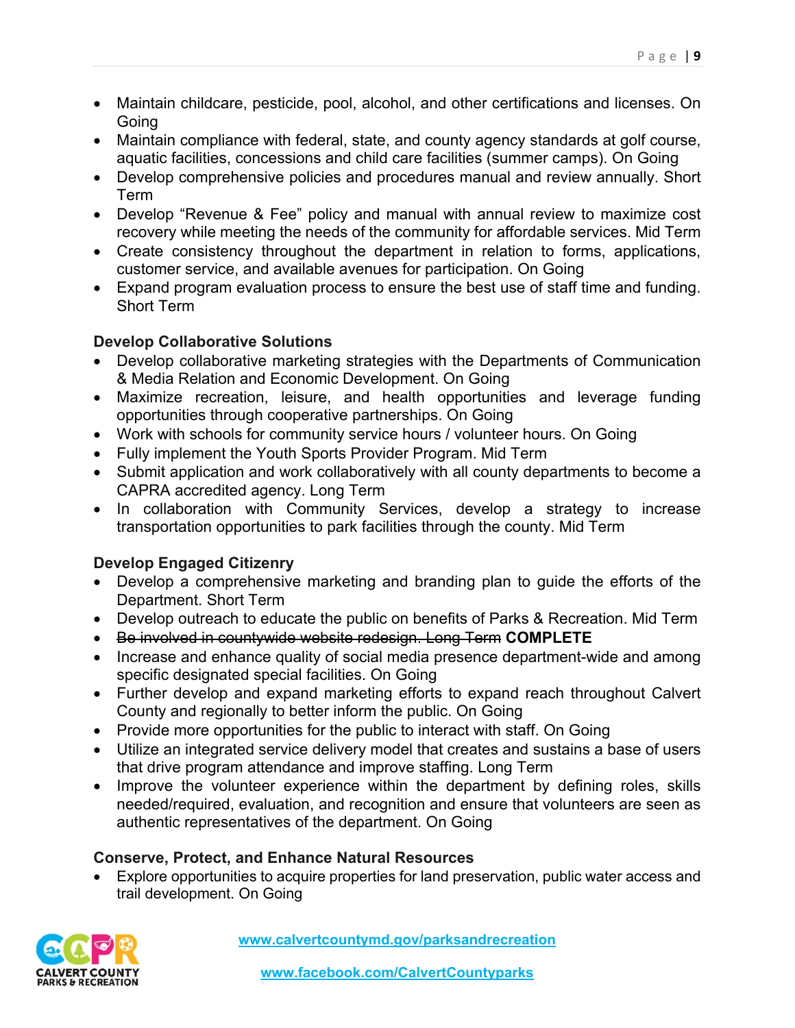- Maintain childcare, pesticide, pool, alcohol, and other certifications and licenses. On Going
- Maintain compliance with federal, state, and county agency standards at golf course, aquatic facilities, concessions and child care facilities (summer camps). On Going
- Develop comprehensive policies and procedures manual and review annually. Short Term
- Develop "Revenue & Fee" policy and manual with annual review to maximize cost recovery while meeting the needs of the community for affordable services. Mid Term
- Create consistency throughout the department in relation to forms, applications, customer service, and available avenues for participation. On Going
- Expand program evaluation process to ensure the best use of staff time and funding. Short Term

**Develop Collaborative Solutions**

- Develop collaborative marketing strategies with the Departments of Communication & Media Relation and Economic Development. On Going
- Maximize recreation, leisure, and health opportunities and leverage funding opportunities through cooperative partnerships. On Going
- Work with schools for community service hours / volunteer hours. On Going
- Fully implement the Youth Sports Provider Program. Mid Term
- Submit application and work collaboratively with all county departments to become a CAPRA accredited agency. Long Term
- In collaboration with Community Services, develop a strategy to increase transportation opportunities to park facilities through the county. Mid Term

**Develop Engaged Citizenry**

- Develop a comprehensive marketing and branding plan to guide the efforts of the Department. Short Term
- Develop outreach to educate the public on benefits of Parks & Recreation. Mid Term
- ~~Be involved in countywide website redesign. Long Term~~ **COMPLETE**
- Increase and enhance quality of social media presence department-wide and among specific designated special facilities. On Going
- Further develop and expand marketing efforts to expand reach throughout Calvert County and regionally to better inform the public. On Going
- Provide more opportunities for the public to interact with staff. On Going
- Utilize an integrated service delivery model that creates and sustains a base of users that drive program attendance and improve staffing. Long Term
- Improve the volunteer experience within the department by defining roles, skills needed/required, evaluation, and recognition and ensure that volunteers are seen as authentic representatives of the department. On Going

**Conserve, Protect, and Enhance Natural Resources**

- Explore opportunities to acquire properties for land preservation, public water access and trail development. On Going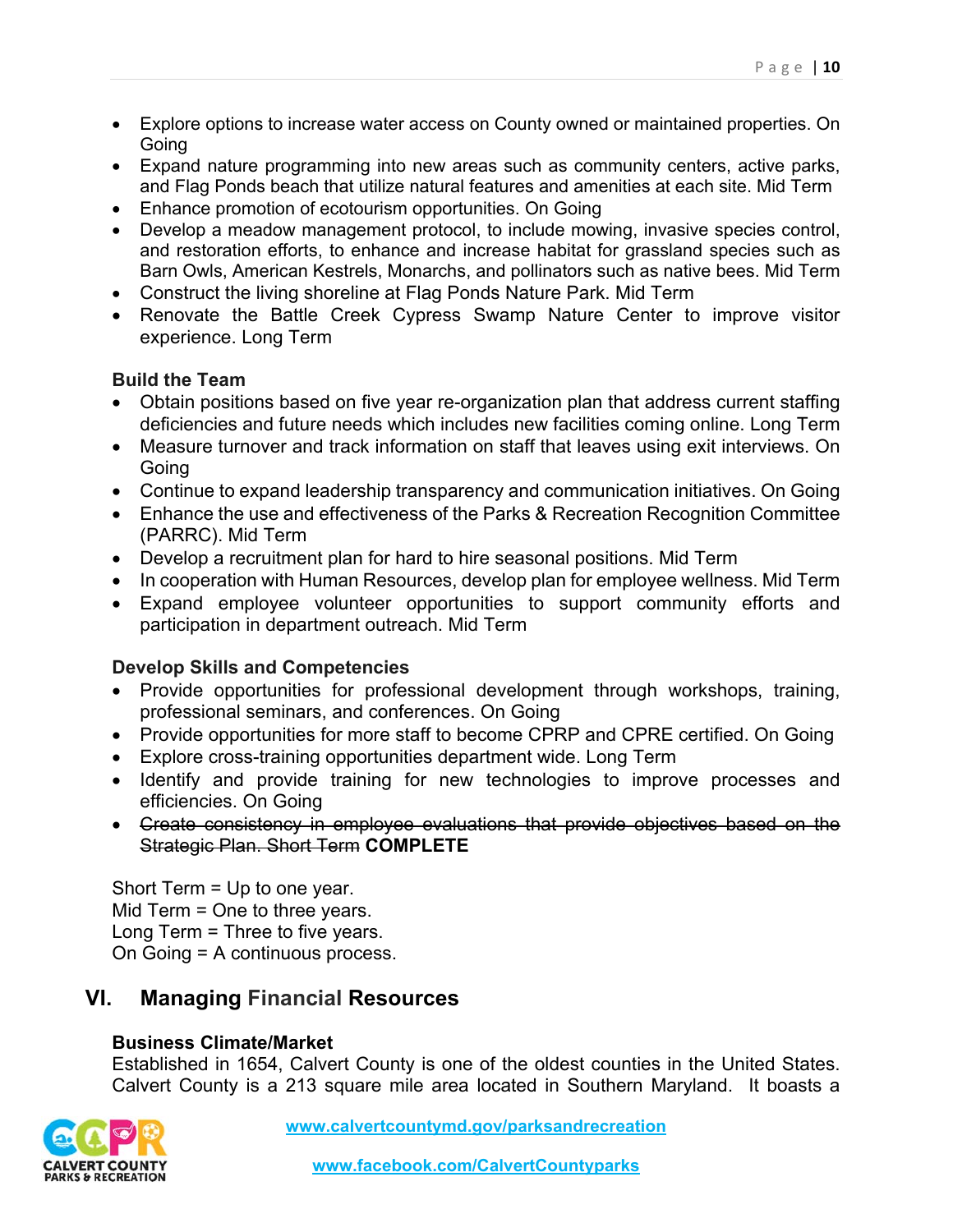- Explore options to increase water access on County owned or maintained properties. On Going
- Expand nature programming into new areas such as community centers, active parks, and Flag Ponds beach that utilize natural features and amenities at each site. Mid Term
- Enhance promotion of ecotourism opportunities. On Going
- Develop a meadow management protocol, to include mowing, invasive species control, and restoration efforts, to enhance and increase habitat for grassland species such as Barn Owls, American Kestrels, Monarchs, and pollinators such as native bees. Mid Term
- Construct the living shoreline at Flag Ponds Nature Park. Mid Term
- Renovate the Battle Creek Cypress Swamp Nature Center to improve visitor experience. Long Term

**Build the Team**

- Obtain positions based on five year re-organization plan that address current staffing deficiencies and future needs which includes new facilities coming online. Long Term
- Measure turnover and track information on staff that leaves using exit interviews. On Going
- Continue to expand leadership transparency and communication initiatives. On Going
- Enhance the use and effectiveness of the Parks & Recreation Recognition Committee (PARRC). Mid Term
- Develop a recruitment plan for hard to hire seasonal positions. Mid Term
- In cooperation with Human Resources, develop plan for employee wellness. Mid Term
- Expand employee volunteer opportunities to support community efforts and participation in department outreach. Mid Term

**Develop Skills and Competencies**

- Provide opportunities for professional development through workshops, training, professional seminars, and conferences. On Going
- Provide opportunities for more staff to become CPRP and CPRE certified. On Going
- Explore cross-training opportunities department wide. Long Term
- Identify and provide training for new technologies to improve processes and efficiencies. On Going
- ~~Create consistency in employee evaluations that provide objectives based on the Strategic Plan. Short Term~~ **COMPLETE**

Short Term = Up to one year.
Mid Term = One to three years.
Long Term = Three to five years.
On Going = A continuous process.

## VI. Managing Financial Resources

**Business Climate/Market**

Established in 1654, Calvert County is one of the oldest counties in the United States. Calvert County is a 213 square mile area located in Southern Maryland. It boasts a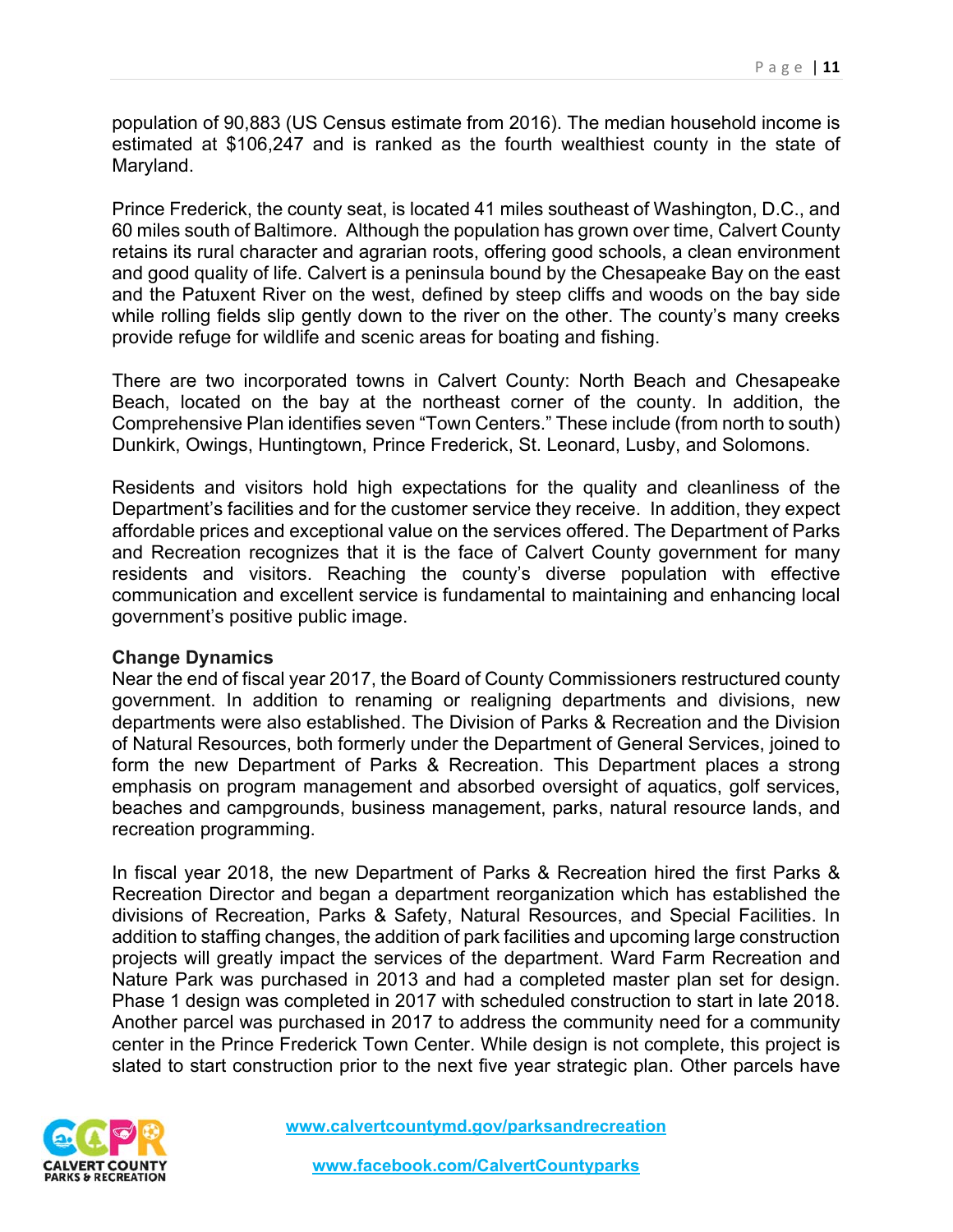population of 90,883 (US Census estimate from 2016). The median household income is estimated at $106,247 and is ranked as the fourth wealthiest county in the state of Maryland.

Prince Frederick, the county seat, is located 41 miles southeast of Washington, D.C., and 60 miles south of Baltimore. Although the population has grown over time, Calvert County retains its rural character and agrarian roots, offering good schools, a clean environment and good quality of life. Calvert is a peninsula bound by the Chesapeake Bay on the east and the Patuxent River on the west, defined by steep cliffs and woods on the bay side while rolling fields slip gently down to the river on the other. The county's many creeks provide refuge for wildlife and scenic areas for boating and fishing.

There are two incorporated towns in Calvert County: North Beach and Chesapeake Beach, located on the bay at the northeast corner of the county. In addition, the Comprehensive Plan identifies seven "Town Centers." These include (from north to south) Dunkirk, Owings, Huntingtown, Prince Frederick, St. Leonard, Lusby, and Solomons.

Residents and visitors hold high expectations for the quality and cleanliness of the Department's facilities and for the customer service they receive. In addition, they expect affordable prices and exceptional value on the services offered. The Department of Parks and Recreation recognizes that it is the face of Calvert County government for many residents and visitors. Reaching the county's diverse population with effective communication and excellent service is fundamental to maintaining and enhancing local government's positive public image.

**Change Dynamics**

Near the end of fiscal year 2017, the Board of County Commissioners restructured county government. In addition to renaming or realigning departments and divisions, new departments were also established. The Division of Parks & Recreation and the Division of Natural Resources, both formerly under the Department of General Services, joined to form the new Department of Parks & Recreation. This Department places a strong emphasis on program management and absorbed oversight of aquatics, golf services, beaches and campgrounds, business management, parks, natural resource lands, and recreation programming.

In fiscal year 2018, the new Department of Parks & Recreation hired the first Parks & Recreation Director and began a department reorganization which has established the divisions of Recreation, Parks & Safety, Natural Resources, and Special Facilities. In addition to staffing changes, the addition of park facilities and upcoming large construction projects will greatly impact the services of the department. Ward Farm Recreation and Nature Park was purchased in 2013 and had a completed master plan set for design. Phase 1 design was completed in 2017 with scheduled construction to start in late 2018. Another parcel was purchased in 2017 to address the community need for a community center in the Prince Frederick Town Center. While design is not complete, this project is slated to start construction prior to the next five year strategic plan. Other parcels have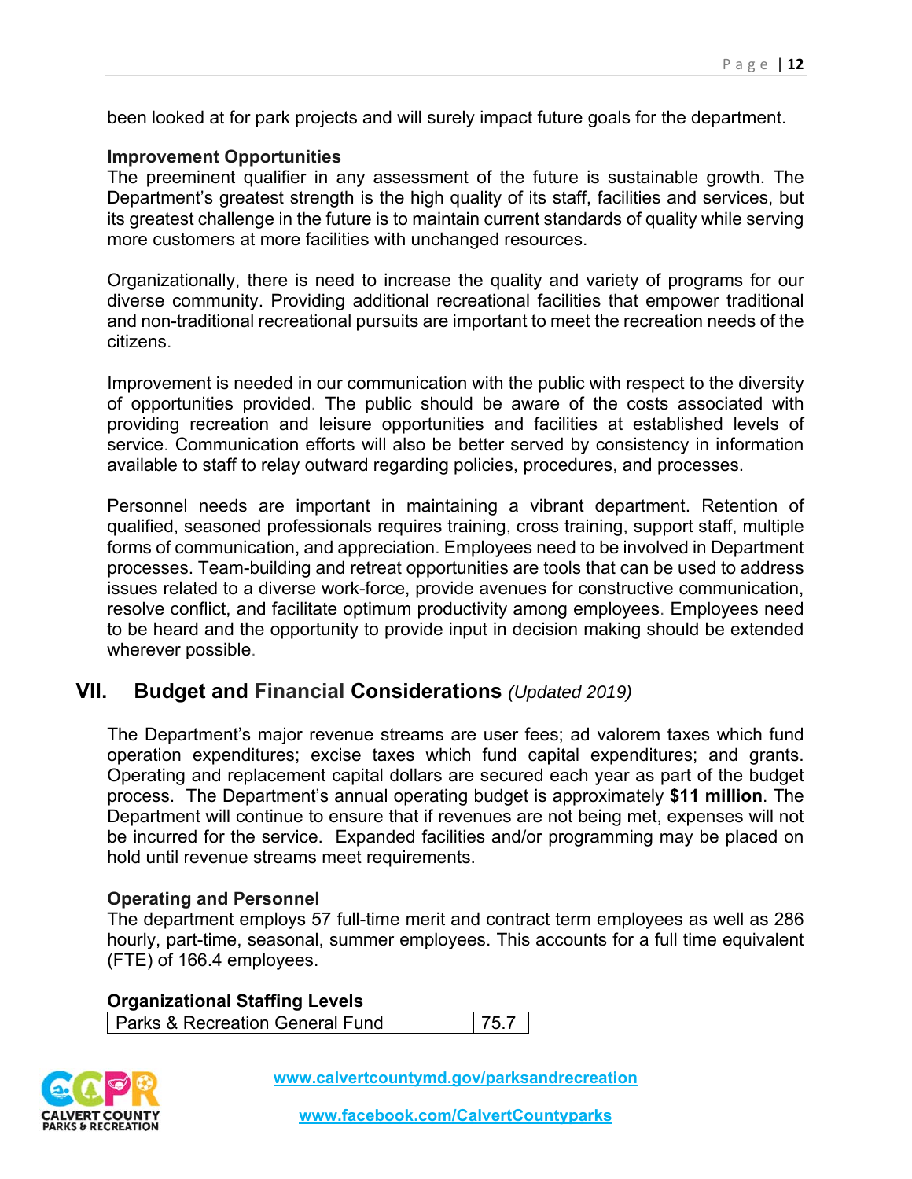been looked at for park projects and will surely impact future goals for the department.

### Improvement Opportunities

The preeminent qualifier in any assessment of the future is sustainable growth. The Department's greatest strength is the high quality of its staff, facilities and services, but its greatest challenge in the future is to maintain current standards of quality while serving more customers at more facilities with unchanged resources.

Organizationally, there is need to increase the quality and variety of programs for our diverse community. Providing additional recreational facilities that empower traditional and non-traditional recreational pursuits are important to meet the recreation needs of the citizens.

Improvement is needed in our communication with the public with respect to the diversity of opportunities provided. The public should be aware of the costs associated with providing recreation and leisure opportunities and facilities at established levels of service. Communication efforts will also be better served by consistency in information available to staff to relay outward regarding policies, procedures, and processes.

Personnel needs are important in maintaining a vibrant department. Retention of qualified, seasoned professionals requires training, cross training, support staff, multiple forms of communication, and appreciation. Employees need to be involved in Department processes. Team-building and retreat opportunities are tools that can be used to address issues related to a diverse work-force, provide avenues for constructive communication, resolve conflict, and facilitate optimum productivity among employees. Employees need to be heard and the opportunity to provide input in decision making should be extended wherever possible.

## VII. Budget and Financial Considerations *(Updated 2019)*

The Department's major revenue streams are user fees; ad valorem taxes which fund operation expenditures; excise taxes which fund capital expenditures; and grants. Operating and replacement capital dollars are secured each year as part of the budget process. The Department's annual operating budget is approximately **$11 million**. The Department will continue to ensure that if revenues are not being met, expenses will not be incurred for the service. Expanded facilities and/or programming may be placed on hold until revenue streams meet requirements.

### Operating and Personnel

The department employs 57 full-time merit and contract term employees as well as 286 hourly, part-time, seasonal, summer employees. This accounts for a full time equivalent (FTE) of 166.4 employees.

### Organizational Staffing Levels

| Parks & Recreation General Fund | 75.7 |
|---|---|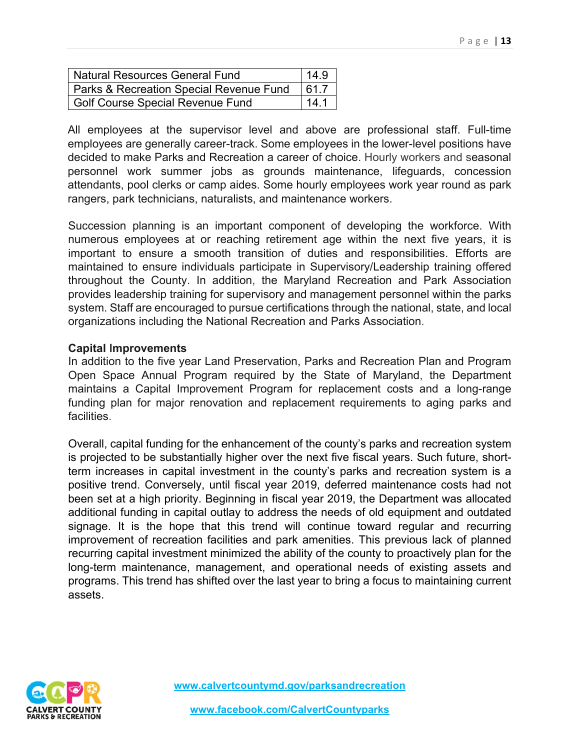| Natural Resources General Fund | 14.9 |
|---|---|
| Parks & Recreation Special Revenue Fund | 61.7 |
| Golf Course Special Revenue Fund | 14.1 |

All employees at the supervisor level and above are professional staff. Full-time employees are generally career-track. Some employees in the lower-level positions have decided to make Parks and Recreation a career of choice. Hourly workers and seasonal personnel work summer jobs as grounds maintenance, lifeguards, concession attendants, pool clerks or camp aides. Some hourly employees work year round as park rangers, park technicians, naturalists, and maintenance workers.

Succession planning is an important component of developing the workforce. With numerous employees at or reaching retirement age within the next five years, it is important to ensure a smooth transition of duties and responsibilities. Efforts are maintained to ensure individuals participate in Supervisory/Leadership training offered throughout the County. In addition, the Maryland Recreation and Park Association provides leadership training for supervisory and management personnel within the parks system. Staff are encouraged to pursue certifications through the national, state, and local organizations including the National Recreation and Parks Association.

**Capital Improvements**

In addition to the five year Land Preservation, Parks and Recreation Plan and Program Open Space Annual Program required by the State of Maryland, the Department maintains a Capital Improvement Program for replacement costs and a long-range funding plan for major renovation and replacement requirements to aging parks and facilities.

Overall, capital funding for the enhancement of the county's parks and recreation system is projected to be substantially higher over the next five fiscal years. Such future, short-term increases in capital investment in the county's parks and recreation system is a positive trend. Conversely, until fiscal year 2019, deferred maintenance costs had not been set at a high priority. Beginning in fiscal year 2019, the Department was allocated additional funding in capital outlay to address the needs of old equipment and outdated signage. It is the hope that this trend will continue toward regular and recurring improvement of recreation facilities and park amenities. This previous lack of planned recurring capital investment minimized the ability of the county to proactively plan for the long-term maintenance, management, and operational needs of existing assets and programs. This trend has shifted over the last year to bring a focus to maintaining current assets.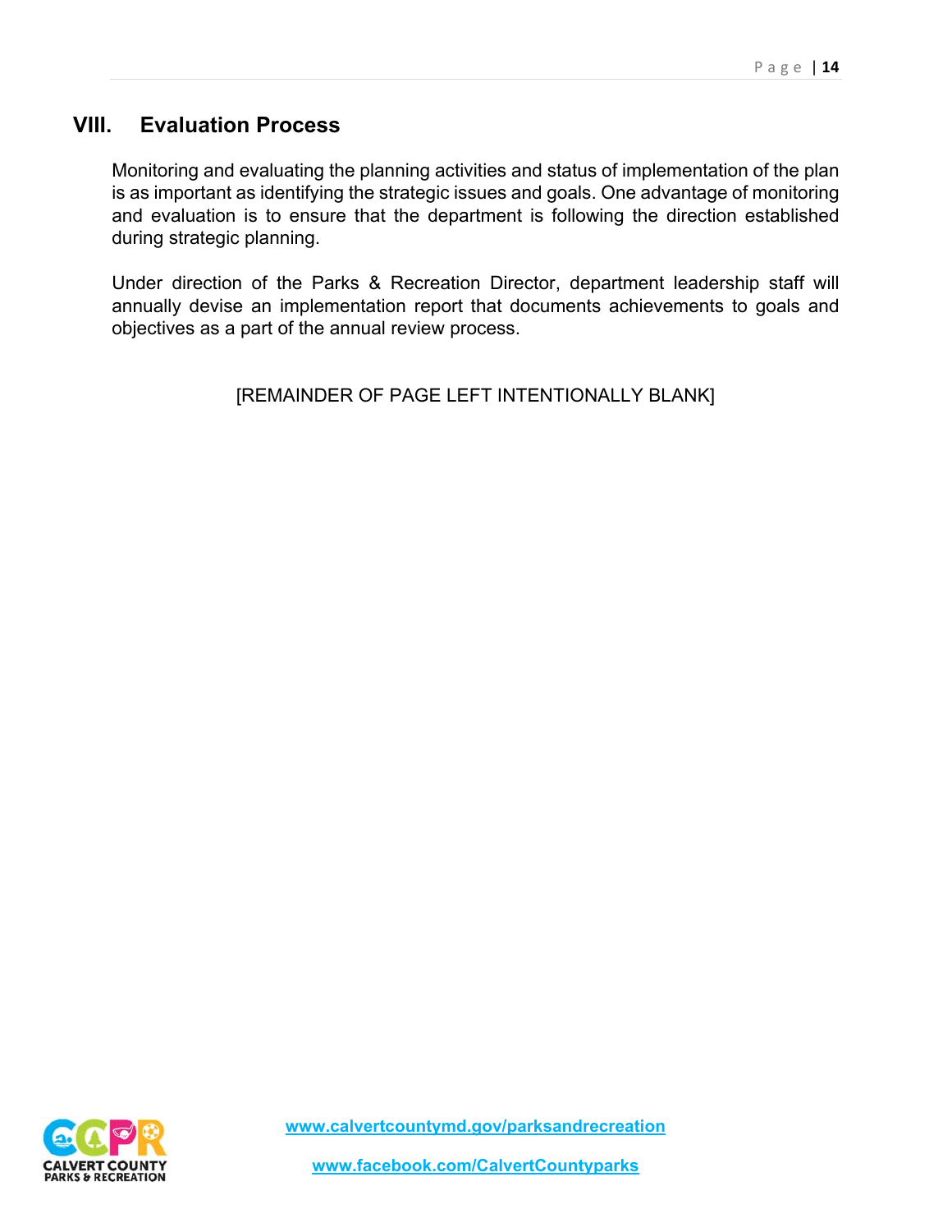## VIII. Evaluation Process

Monitoring and evaluating the planning activities and status of implementation of the plan is as important as identifying the strategic issues and goals. One advantage of monitoring and evaluation is to ensure that the department is following the direction established during strategic planning.

Under direction of the Parks & Recreation Director, department leadership staff will annually devise an implementation report that documents achievements to goals and objectives as a part of the annual review process.

[REMAINDER OF PAGE LEFT INTENTIONALLY BLANK]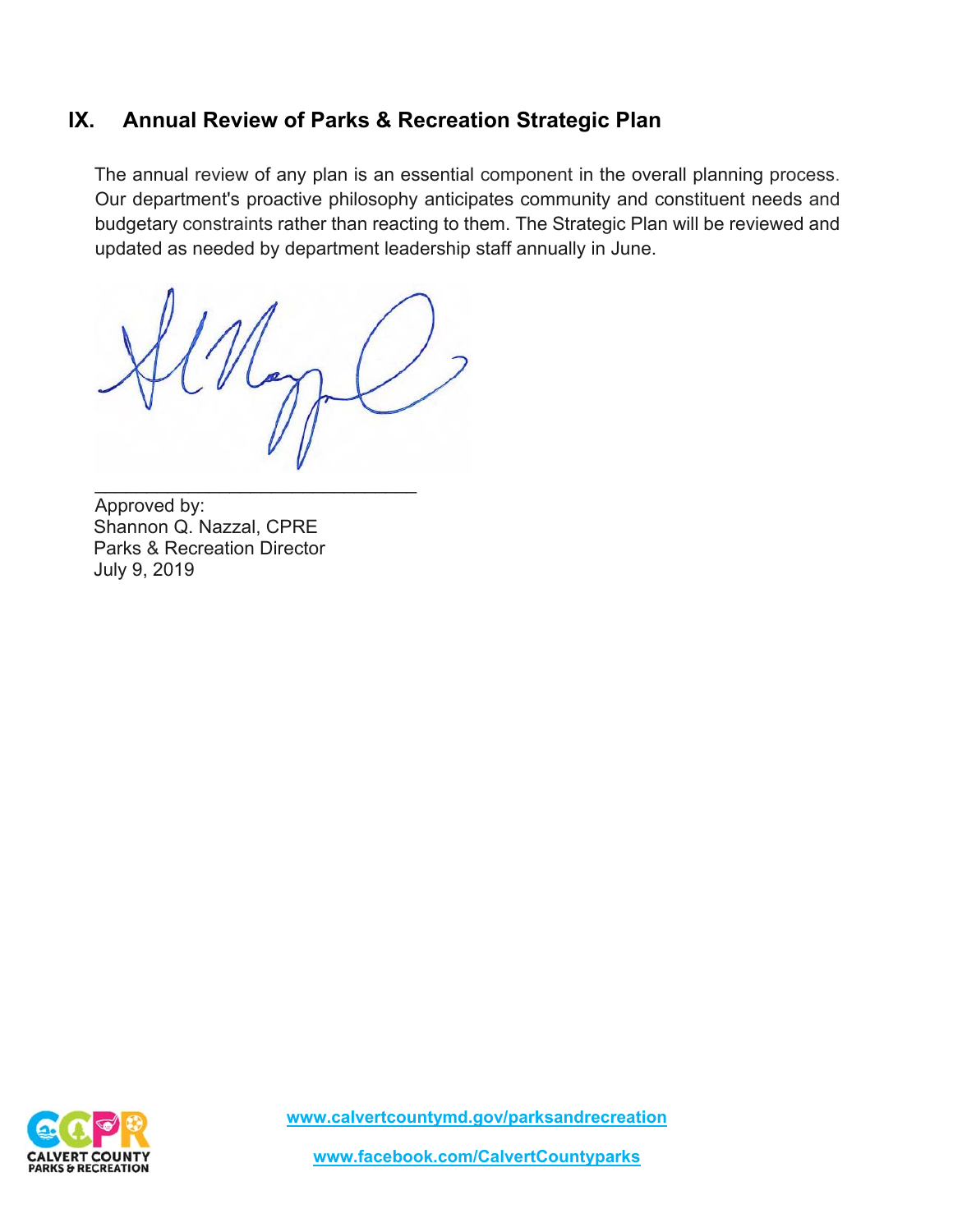## IX. Annual Review of Parks & Recreation Strategic Plan

The annual review of any plan is an essential component in the overall planning process. Our department's proactive philosophy anticipates community and constituent needs and budgetary constraints rather than reacting to them. The Strategic Plan will be reviewed and updated as needed by department leadership staff annually in June.

\_\_\_\_\_\_\_\_\_\_\_\_\_\_\_\_\_\_\_\_\_\_\_\_\_\_\_\_\_\_\_\_

Approved by:
Shannon Q. Nazzal, CPRE
Parks & Recreation Director
July 9, 2019

CALVERT COUNTY PARKS & RECREATION

www.calvertcountymd.gov/parksandrecreation

www.facebook.com/CalvertCountyparks